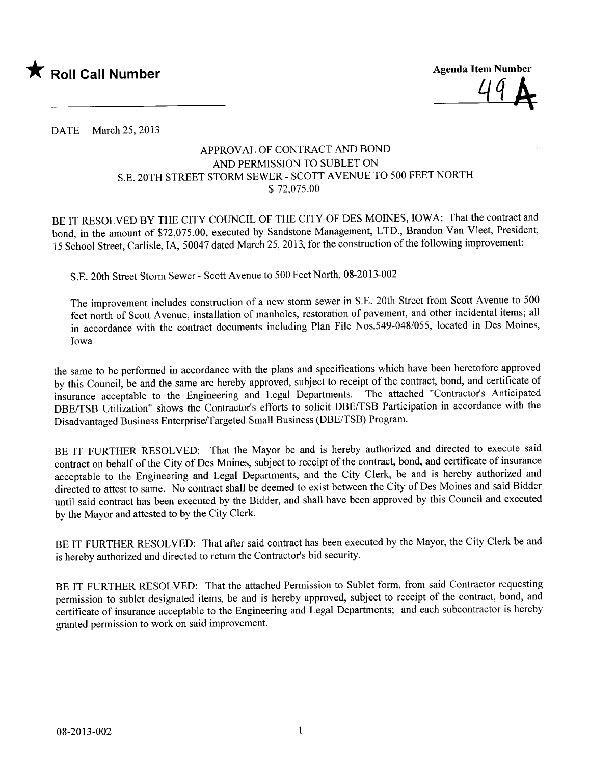★ **Roll Call Number**

**Agenda Item Number**

49 A

DATE March 25, 2013

APPROVAL OF CONTRACT AND BOND
AND PERMISSION TO SUBLET ON
S.E. 20TH STREET STORM SEWER - SCOTT AVENUE TO 500 FEET NORTH
$ 72,075.00

BE IT RESOLVED BY THE CITY COUNCIL OF THE CITY OF DES MOINES, IOWA: That the contract and bond, in the amount of $72,075.00, executed by Sandstone Management, LTD., Brandon Van Vleet, President, 15 School Street, Carlisle, IA, 50047 dated March 25, 2013, for the construction of the following improvement:

S.E. 20th Street Storm Sewer - Scott Avenue to 500 Feet North, 08-2013-002

The improvement includes construction of a new storm sewer in S.E. 20th Street from Scott Avenue to 500 feet north of Scott Avenue, installation of manholes, restoration of pavement, and other incidental items; all in accordance with the contract documents including Plan File Nos.549-048/055, located in Des Moines, Iowa

the same to be performed in accordance with the plans and specifications which have been heretofore approved by this Council, be and the same are hereby approved, subject to receipt of the contract, bond, and certificate of insurance acceptable to the Engineering and Legal Departments. The attached "Contractor's Anticipated DBE/TSB Utilization" shows the Contractor's efforts to solicit DBE/TSB Participation in accordance with the Disadvantaged Business Enterprise/Targeted Small Business (DBE/TSB) Program.

BE IT FURTHER RESOLVED: That the Mayor be and is hereby authorized and directed to execute said contract on behalf of the City of Des Moines, subject to receipt of the contract, bond, and certificate of insurance acceptable to the Engineering and Legal Departments, and the City Clerk, be and is hereby authorized and directed to attest to same. No contract shall be deemed to exist between the City of Des Moines and said Bidder until said contract has been executed by the Bidder, and shall have been approved by this Council and executed by the Mayor and attested to by the City Clerk.

BE IT FURTHER RESOLVED: That after said contract has been executed by the Mayor, the City Clerk be and is hereby authorized and directed to return the Contractor's bid security.

BE IT FURTHER RESOLVED: That the attached Permission to Sublet form, from said Contractor requesting permission to sublet designated items, be and is hereby approved, subject to receipt of the contract, bond, and certificate of insurance acceptable to the Engineering and Legal Departments; and each subcontractor is hereby granted permission to work on said improvement.

08-2013-002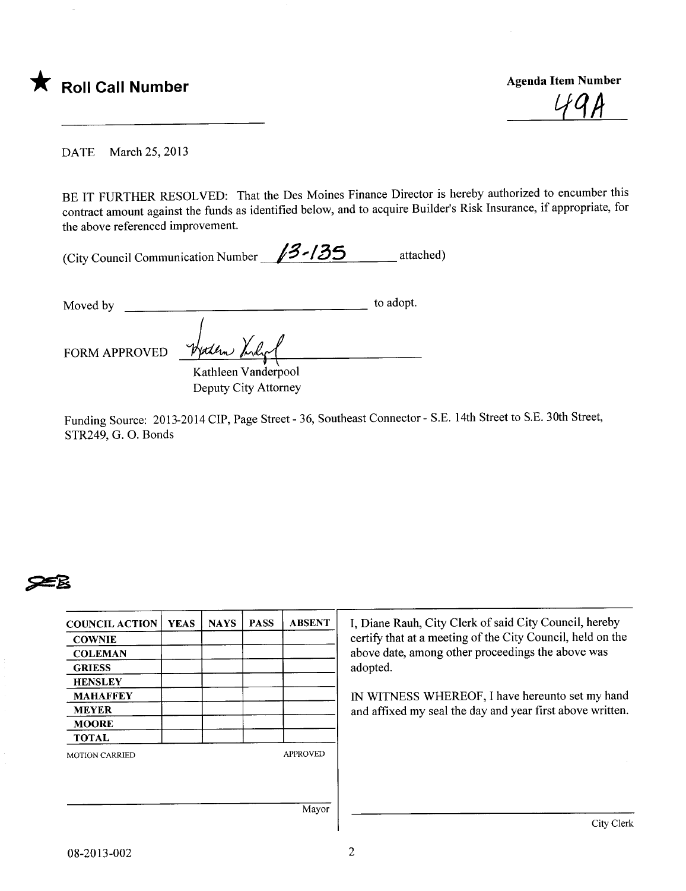★ **Roll Call Number**

**Agenda Item Number**
49A

DATE March 25, 2013

BE IT FURTHER RESOLVED: That the Des Moines Finance Director is hereby authorized to encumber this contract amount against the funds as identified below, and to acquire Builder's Risk Insurance, if appropriate, for the above referenced improvement.

(City Council Communication Number 13-135 attached)

Moved by ______________________ to adopt.

FORM APPROVED

Kathleen Vanderpool
Deputy City Attorney

Funding Source: 2013-2014 CIP, Page Street - 36, Southeast Connector - S.E. 14th Street to S.E. 30th Street, STR249, G. O. Bonds

| COUNCIL ACTION | YEAS | NAYS | PASS | ABSENT |
|---|---|---|---|---|
| COWNIE | | | | |
| COLEMAN | | | | |
| GRIESS | | | | |
| HENSLEY | | | | |
| MAHAFFEY | | | | |
| MEYER | | | | |
| MOORE | | | | |
| TOTAL | | | | |

MOTION CARRIED APPROVED

Mayor

I, Diane Rauh, City Clerk of said City Council, hereby certify that at a meeting of the City Council, held on the above date, among other proceedings the above was adopted.

IN WITNESS WHEREOF, I have hereunto set my hand and affixed my seal the day and year first above written.

City Clerk

08-2013-002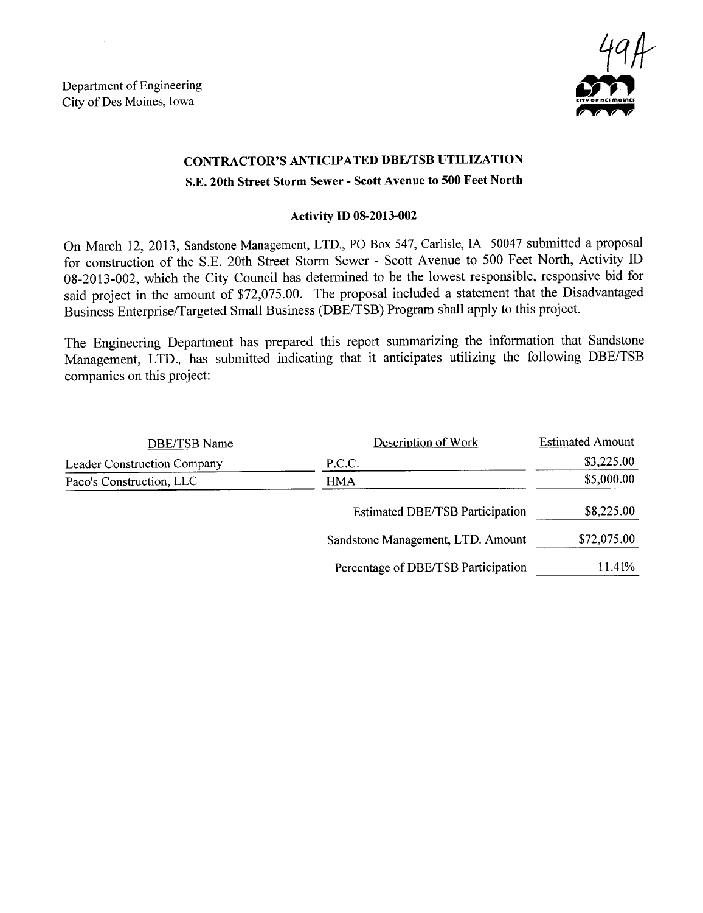Department of Engineering
City of Des Moines, Iowa

49A

## CONTRACTOR'S ANTICIPATED DBE/TSB UTILIZATION

### S.E. 20th Street Storm Sewer - Scott Avenue to 500 Feet North

**Activity ID 08-2013-002**

On March 12, 2013, Sandstone Management, LTD., PO Box 547, Carlisle, IA 50047 submitted a proposal for construction of the S.E. 20th Street Storm Sewer - Scott Avenue to 500 Feet North, Activity ID 08-2013-002, which the City Council has determined to be the lowest responsible, responsive bid for said project in the amount of $72,075.00. The proposal included a statement that the Disadvantaged Business Enterprise/Targeted Small Business (DBE/TSB) Program shall apply to this project.

The Engineering Department has prepared this report summarizing the information that Sandstone Management, LTD., has submitted indicating that it anticipates utilizing the following DBE/TSB companies on this project:

| DBE/TSB Name | Description of Work | Estimated Amount |
|---|---|---|
| Leader Construction Company | P.C.C. | $3,225.00 |
| Paco's Construction, LLC | HMA | $5,000.00 |
| | Estimated DBE/TSB Participation | $8,225.00 |
| | Sandstone Management, LTD. Amount | $72,075.00 |
| | Percentage of DBE/TSB Participation | 11.41% |